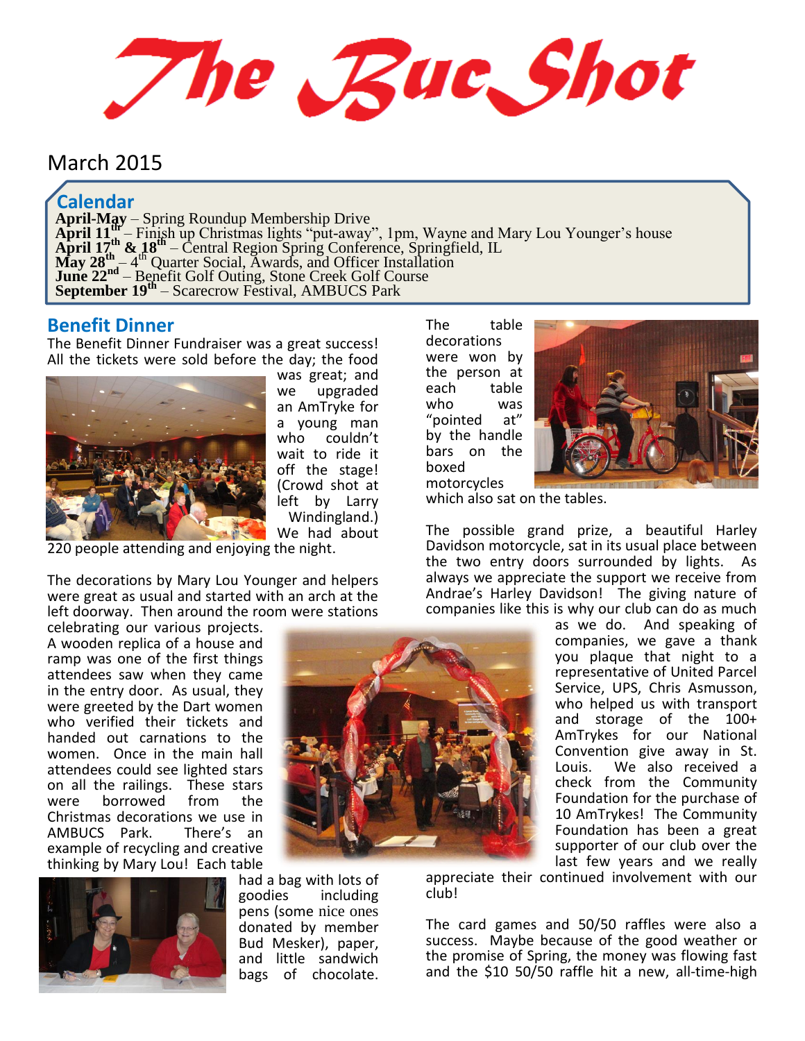# The Buc Shot

March 2015

## Calendar

**April-May** – Spring Roundup Membership Drive
**April 11th** – Finish up Christmas lights "put-away", 1pm, Wayne and Mary Lou Younger's house
**April 17th & 18th** – Central Region Spring Conference, Springfield, IL
**May 28th** – 4th Quarter Social, Awards, and Officer Installation
**June 22nd** – Benefit Golf Outing, Stone Creek Golf Course
**September 19th** – Scarecrow Festival, AMBUCS Park

## Benefit Dinner

The Benefit Dinner Fundraiser was a great success! All the tickets were sold before the day; the food was great; and we upgraded an AmTryke for a young man who couldn't wait to ride it off the stage! (Crowd shot at left by Larry Windingland.) We had about 220 people attending and enjoying the night.

The decorations by Mary Lou Younger and helpers were great as usual and started with an arch at the left doorway. Then around the room were stations celebrating our various projects. A wooden replica of a house and ramp was one of the first things attendees saw when they came in the entry door. As usual, they were greeted by the Dart women who verified their tickets and handed out carnations to the women. Once in the main hall attendees could see lighted stars on all the railings. These stars were borrowed from the Christmas decorations we use in AMBUCS Park. There's an example of recycling and creative thinking by Mary Lou! Each table had a bag with lots of goodies including pens (some nice ones donated by member Bud Mesker), paper, and little sandwich bags of chocolate.

The table decorations were won by the person at each table who was "pointed at" by the handle bars on the boxed motorcycles which also sat on the tables.

The possible grand prize, a beautiful Harley Davidson motorcycle, sat in its usual place between the two entry doors surrounded by lights. As always we appreciate the support we receive from Andrae's Harley Davidson! The giving nature of companies like this is why our club can do as much as we do. And speaking of companies, we gave a thank you plaque that night to a representative of United Parcel Service, UPS, Chris Asmusson, who helped us with transport and storage of the 100+ AmTrykes for our National Convention give away in St. Louis. We also received a check from the Community Foundation for the purchase of 10 AmTrykes! The Community Foundation has been a great supporter of our club over the last few years and we really appreciate their continued involvement with our club!

The card games and 50/50 raffles were also a success. Maybe because of the good weather or the promise of Spring, the money was flowing fast and the $10 50/50 raffle hit a new, all-time-high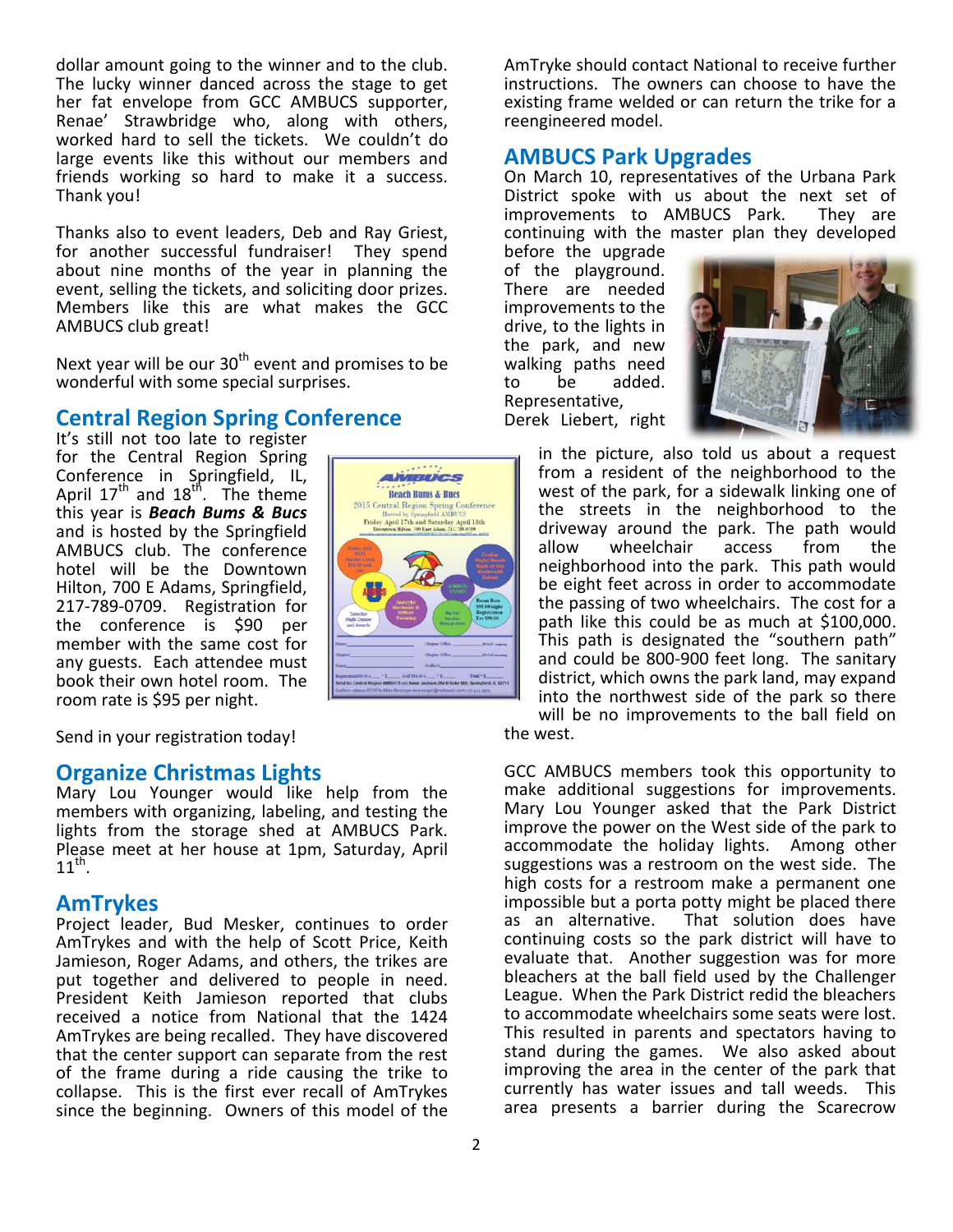dollar amount going to the winner and to the club. The lucky winner danced across the stage to get her fat envelope from GCC AMBUCS supporter, Renae' Strawbridge who, along with others, worked hard to sell the tickets. We couldn't do large events like this without our members and friends working so hard to make it a success. Thank you!

Thanks also to event leaders, Deb and Ray Griest, for another successful fundraiser! They spend about nine months of the year in planning the event, selling the tickets, and soliciting door prizes. Members like this are what makes the GCC AMBUCS club great!

Next year will be our 30th event and promises to be wonderful with some special surprises.

## Central Region Spring Conference

It's still not too late to register for the Central Region Spring Conference in Springfield, IL, April 17th and 18th. The theme this year is ***Beach Bums & Bucs*** and is hosted by the Springfield AMBUCS club. The conference hotel will be the Downtown Hilton, 700 E Adams, Springfield, 217-789-0709. Registration for the conference is $90 per member with the same cost for any guests. Each attendee must book their own hotel room. The room rate is $95 per night.

Send in your registration today!

## Organize Christmas Lights

Mary Lou Younger would like help from the members with organizing, labeling, and testing the lights from the storage shed at AMBUCS Park. Please meet at her house at 1pm, Saturday, April 11th.

## AmTrykes

Project leader, Bud Mesker, continues to order AmTrykes and with the help of Scott Price, Keith Jamieson, Roger Adams, and others, the trikes are put together and delivered to people in need. President Keith Jamieson reported that clubs received a notice from National that the 1424 AmTrykes are being recalled. They have discovered that the center support can separate from the rest of the frame during a ride causing the trike to collapse. This is the first ever recall of AmTrykes since the beginning. Owners of this model of the AmTryke should contact National to receive further instructions. The owners can choose to have the existing frame welded or can return the trike for a reengineered model.

## AMBUCS Park Upgrades

On March 10, representatives of the Urbana Park District spoke with us about the next set of improvements to AMBUCS Park. They are continuing with the master plan they developed before the upgrade of the playground. There are needed improvements to the drive, to the lights in the park, and new walking paths need to be added. Representative, Derek Liebert, right in the picture, also told us about a request from a resident of the neighborhood to the west of the park, for a sidewalk linking one of the streets in the neighborhood to the driveway around the park. The path would allow wheelchair access from the neighborhood into the park. This path would be eight feet across in order to accommodate the passing of two wheelchairs. The cost for a path like this could be as much at $100,000. This path is designated the "southern path" and could be 800-900 feet long. The sanitary district, which owns the park land, may expand into the northwest side of the park so there will be no improvements to the ball field on the west.

GCC AMBUCS members took this opportunity to make additional suggestions for improvements. Mary Lou Younger asked that the Park District improve the power on the West side of the park to accommodate the holiday lights. Among other suggestions was a restroom on the west side. The high costs for a restroom make a permanent one impossible but a porta potty might be placed there as an alternative. That solution does have continuing costs so the park district will have to evaluate that. Another suggestion was for more bleachers at the ball field used by the Challenger League. When the Park District redid the bleachers to accommodate wheelchairs some seats were lost. This resulted in parents and spectators having to stand during the games. We also asked about improving the area in the center of the park that currently has water issues and tall weeds. This area presents a barrier during the Scarecrow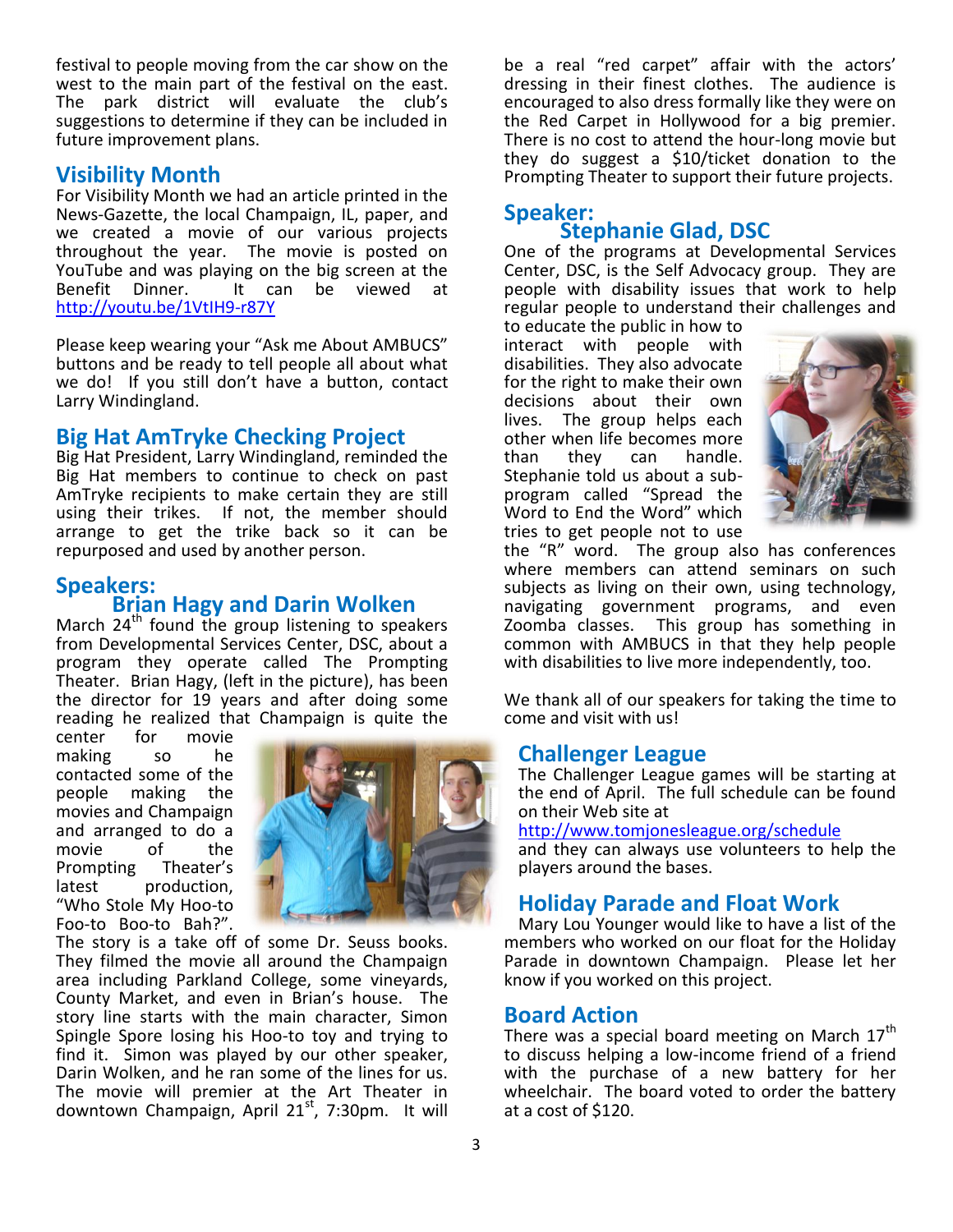festival to people moving from the car show on the west to the main part of the festival on the east. The park district will evaluate the club's suggestions to determine if they can be included in future improvement plans.

## Visibility Month

For Visibility Month we had an article printed in the News-Gazette, the local Champaign, IL, paper, and we created a movie of our various projects throughout the year. The movie is posted on YouTube and was playing on the big screen at the Benefit Dinner. It can be viewed at http://youtu.be/1VtIH9-r87Y

Please keep wearing your "Ask me About AMBUCS" buttons and be ready to tell people all about what we do! If you still don't have a button, contact Larry Windingland.

## Big Hat AmTryke Checking Project

Big Hat President, Larry Windingland, reminded the Big Hat members to continue to check on past AmTryke recipients to make certain they are still using their trikes. If not, the member should arrange to get the trike back so it can be repurposed and used by another person.

## Speakers: Brian Hagy and Darin Wolken

March 24th found the group listening to speakers from Developmental Services Center, DSC, about a program they operate called The Prompting Theater. Brian Hagy, (left in the picture), has been the director for 19 years and after doing some reading he realized that Champaign is quite the center for movie making so he contacted some of the people making the movies and Champaign and arranged to do a movie of the Prompting Theater's latest production, "Who Stole My Hoo-to Foo-to Boo-to Bah?". The story is a take off of some Dr. Seuss books. They filmed the movie all around the Champaign area including Parkland College, some vineyards, County Market, and even in Brian's house. The story line starts with the main character, Simon Spingle Spore losing his Hoo-to toy and trying to find it. Simon was played by our other speaker, Darin Wolken, and he ran some of the lines for us. The movie will premier at the Art Theater in downtown Champaign, April 21st, 7:30pm. It will be a real "red carpet" affair with the actors' dressing in their finest clothes. The audience is encouraged to also dress formally like they were on the Red Carpet in Hollywood for a big premier. There is no cost to attend the hour-long movie but they do suggest a $10/ticket donation to the Prompting Theater to support their future projects.

## Speaker: Stephanie Glad, DSC

One of the programs at Developmental Services Center, DSC, is the Self Advocacy group. They are people with disability issues that work to help regular people to understand their challenges and to educate the public in how to interact with people with disabilities. They also advocate for the right to make their own decisions about their own lives. The group helps each other when life becomes more than they can handle. Stephanie told us about a sub-program called "Spread the Word to End the Word" which tries to get people not to use the "R" word. The group also has conferences where members can attend seminars on such subjects as living on their own, using technology, navigating government programs, and even Zoomba classes. This group has something in common with AMBUCS in that they help people with disabilities to live more independently, too.

We thank all of our speakers for taking the time to come and visit with us!

## Challenger League

The Challenger League games will be starting at the end of April. The full schedule can be found on their Web site at
http://www.tomjonesleague.org/schedule
and they can always use volunteers to help the players around the bases.

## Holiday Parade and Float Work

Mary Lou Younger would like to have a list of the members who worked on our float for the Holiday Parade in downtown Champaign. Please let her know if you worked on this project.

## Board Action

There was a special board meeting on March 17th to discuss helping a low-income friend of a friend with the purchase of a new battery for her wheelchair. The board voted to order the battery at a cost of $120.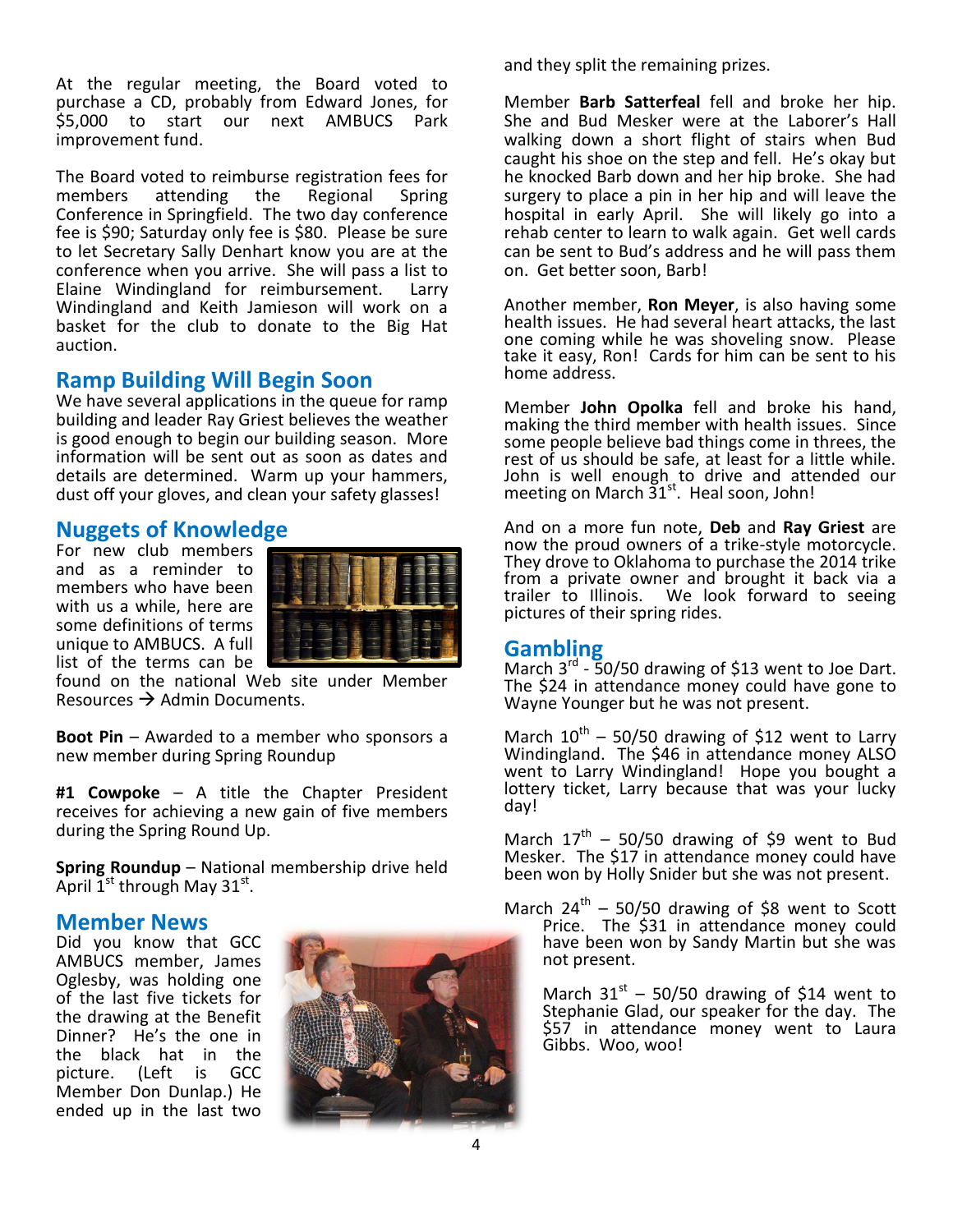At the regular meeting, the Board voted to purchase a CD, probably from Edward Jones, for $5,000 to start our next AMBUCS Park improvement fund.

The Board voted to reimburse registration fees for members attending the Regional Spring Conference in Springfield. The two day conference fee is $90; Saturday only fee is $80. Please be sure to let Secretary Sally Denhart know you are at the conference when you arrive. She will pass a list to Elaine Windingland for reimbursement. Larry Windingland and Keith Jamieson will work on a basket for the club to donate to the Big Hat auction.

## Ramp Building Will Begin Soon

We have several applications in the queue for ramp building and leader Ray Griest believes the weather is good enough to begin our building season. More information will be sent out as soon as dates and details are determined. Warm up your hammers, dust off your gloves, and clean your safety glasses!

## Nuggets of Knowledge

For new club members and as a reminder to members who have been with us a while, here are some definitions of terms unique to AMBUCS. A full list of the terms can be found on the national Web site under Member Resources → Admin Documents.

**Boot Pin** – Awarded to a member who sponsors a new member during Spring Roundup

**#1 Cowpoke** – A title the Chapter President receives for achieving a new gain of five members during the Spring Round Up.

**Spring Roundup** – National membership drive held April 1st through May 31st.

## Member News

Did you know that GCC AMBUCS member, James Oglesby, was holding one of the last five tickets for the drawing at the Benefit Dinner? He's the one in the black hat in the picture. (Left is GCC Member Don Dunlap.) He ended up in the last two and they split the remaining prizes.

Member **Barb Satterfeal** fell and broke her hip. She and Bud Mesker were at the Laborer's Hall walking down a short flight of stairs when Bud caught his shoe on the step and fell. He's okay but he knocked Barb down and her hip broke. She had surgery to place a pin in her hip and will leave the hospital in early April. She will likely go into a rehab center to learn to walk again. Get well cards can be sent to Bud's address and he will pass them on. Get better soon, Barb!

Another member, **Ron Meyer**, is also having some health issues. He had several heart attacks, the last one coming while he was shoveling snow. Please take it easy, Ron! Cards for him can be sent to his home address.

Member **John Opolka** fell and broke his hand, making the third member with health issues. Since some people believe bad things come in threes, the rest of us should be safe, at least for a little while. John is well enough to drive and attended our meeting on March 31st. Heal soon, John!

And on a more fun note, **Deb** and **Ray Griest** are now the proud owners of a trike-style motorcycle. They drove to Oklahoma to purchase the 2014 trike from a private owner and brought it back via a trailer to Illinois. We look forward to seeing pictures of their spring rides.

## Gambling

March 3rd - 50/50 drawing of $13 went to Joe Dart. The $24 in attendance money could have gone to Wayne Younger but he was not present.

March 10th – 50/50 drawing of $12 went to Larry Windingland. The $46 in attendance money ALSO went to Larry Windingland! Hope you bought a lottery ticket, Larry because that was your lucky day!

March 17th – 50/50 drawing of $9 went to Bud Mesker. The $17 in attendance money could have been won by Holly Snider but she was not present.

March 24th – 50/50 drawing of $8 went to Scott Price. The $31 in attendance money could have been won by Sandy Martin but she was not present.

March 31st – 50/50 drawing of $14 went to Stephanie Glad, our speaker for the day. The $57 in attendance money went to Laura Gibbs. Woo, woo!